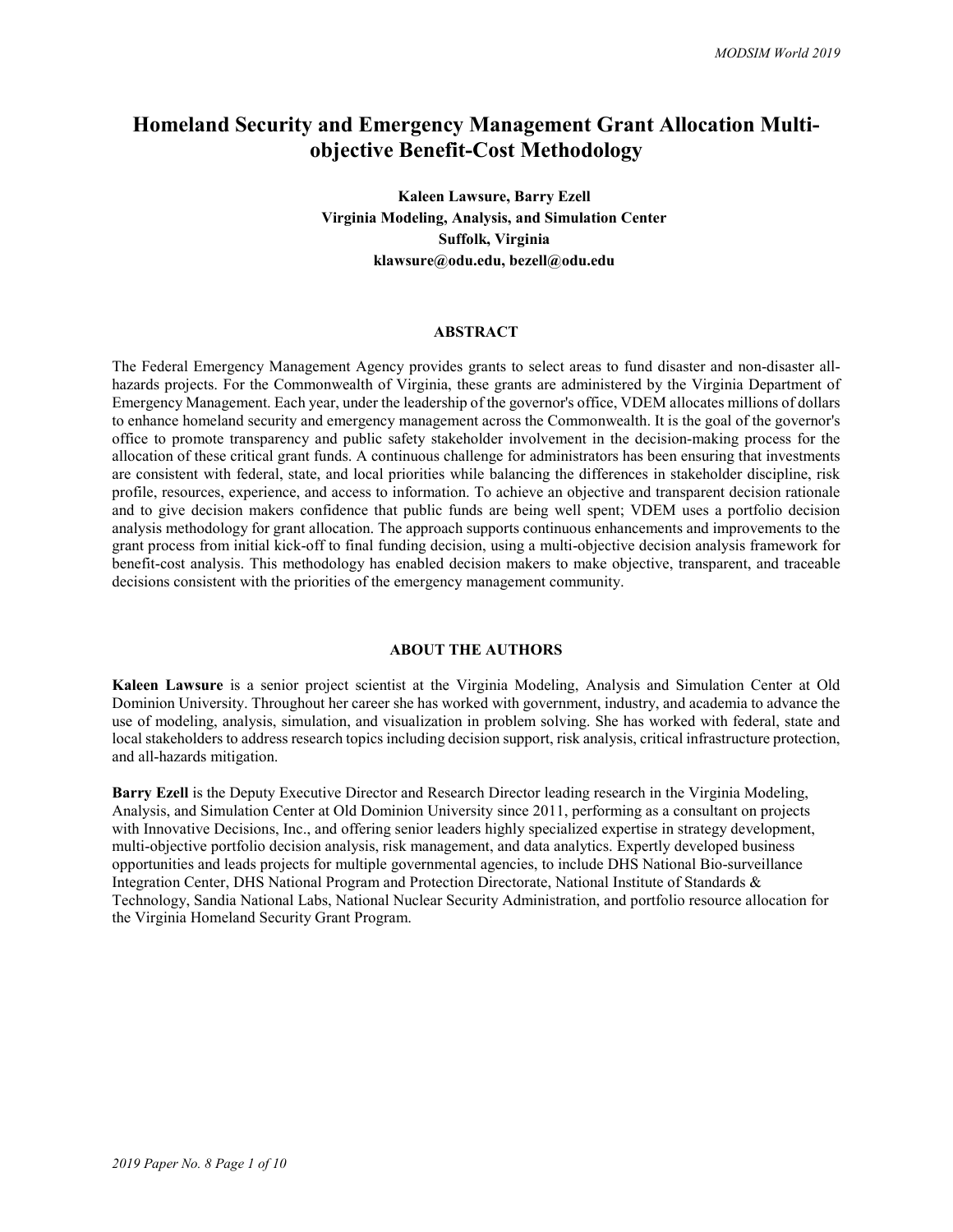# Homeland Security and Emergency Management Grant Allocation Multi-objective Benefit-Cost Methodology

**Kaleen Lawsure, Barry Ezell**
**Virginia Modeling, Analysis, and Simulation Center**
**Suffolk, Virginia**
**klawsure@odu.edu, bezell@odu.edu**

## ABSTRACT

The Federal Emergency Management Agency provides grants to select areas to fund disaster and non-disaster all-hazards projects. For the Commonwealth of Virginia, these grants are administered by the Virginia Department of Emergency Management. Each year, under the leadership of the governor's office, VDEM allocates millions of dollars to enhance homeland security and emergency management across the Commonwealth. It is the goal of the governor's office to promote transparency and public safety stakeholder involvement in the decision-making process for the allocation of these critical grant funds. A continuous challenge for administrators has been ensuring that investments are consistent with federal, state, and local priorities while balancing the differences in stakeholder discipline, risk profile, resources, experience, and access to information. To achieve an objective and transparent decision rationale and to give decision makers confidence that public funds are being well spent; VDEM uses a portfolio decision analysis methodology for grant allocation. The approach supports continuous enhancements and improvements to the grant process from initial kick-off to final funding decision, using a multi-objective decision analysis framework for benefit-cost analysis. This methodology has enabled decision makers to make objective, transparent, and traceable decisions consistent with the priorities of the emergency management community.

## ABOUT THE AUTHORS

**Kaleen Lawsure** is a senior project scientist at the Virginia Modeling, Analysis and Simulation Center at Old Dominion University. Throughout her career she has worked with government, industry, and academia to advance the use of modeling, analysis, simulation, and visualization in problem solving. She has worked with federal, state and local stakeholders to address research topics including decision support, risk analysis, critical infrastructure protection, and all-hazards mitigation.

**Barry Ezell** is the Deputy Executive Director and Research Director leading research in the Virginia Modeling, Analysis, and Simulation Center at Old Dominion University since 2011, performing as a consultant on projects with Innovative Decisions, Inc., and offering senior leaders highly specialized expertise in strategy development, multi-objective portfolio decision analysis, risk management, and data analytics. Expertly developed business opportunities and leads projects for multiple governmental agencies, to include DHS National Bio-surveillance Integration Center, DHS National Program and Protection Directorate, National Institute of Standards & Technology, Sandia National Labs, National Nuclear Security Administration, and portfolio resource allocation for the Virginia Homeland Security Grant Program.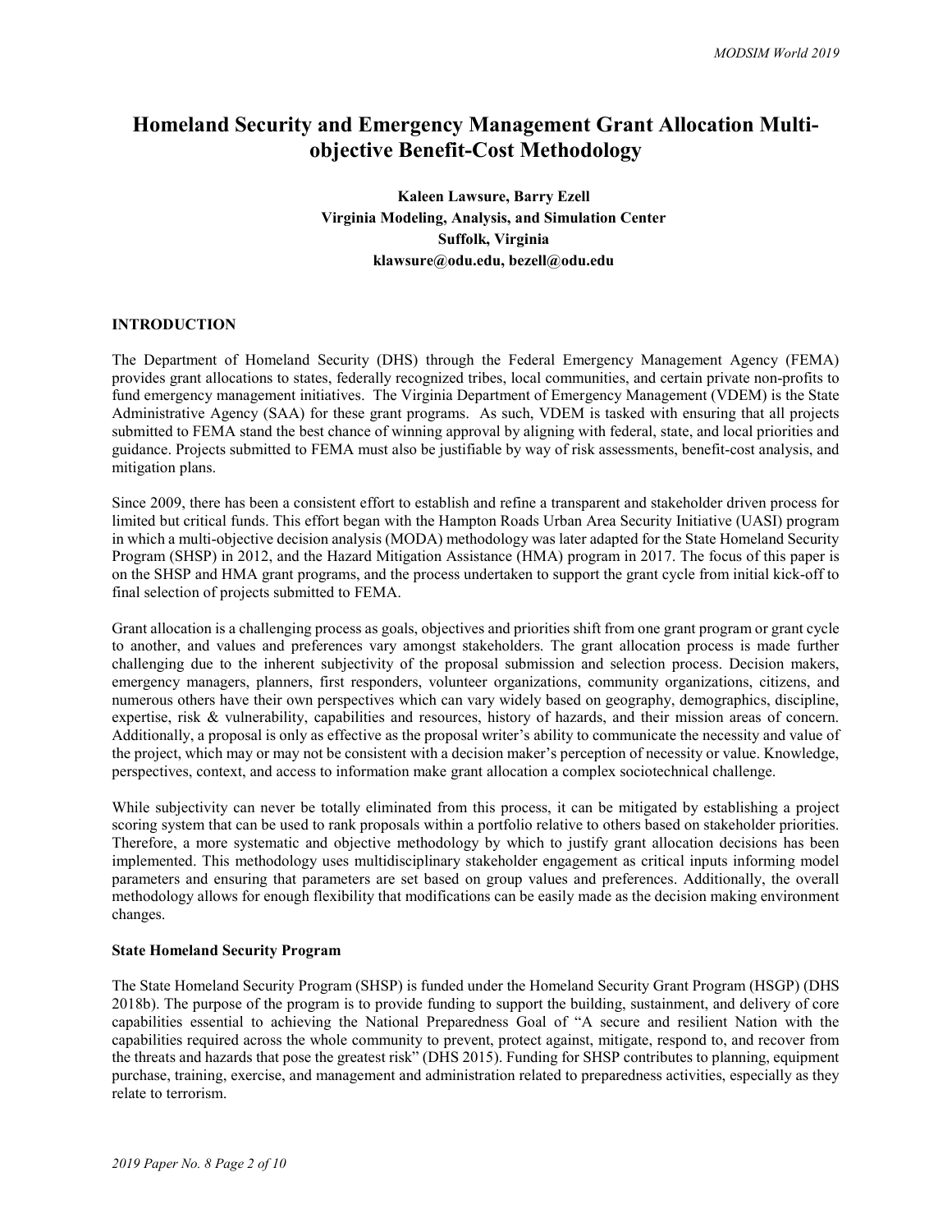# Homeland Security and Emergency Management Grant Allocation Multi-objective Benefit-Cost Methodology

**Kaleen Lawsure, Barry Ezell**
**Virginia Modeling, Analysis, and Simulation Center**
**Suffolk, Virginia**
**klawsure@odu.edu, bezell@odu.edu**

## INTRODUCTION

The Department of Homeland Security (DHS) through the Federal Emergency Management Agency (FEMA) provides grant allocations to states, federally recognized tribes, local communities, and certain private non-profits to fund emergency management initiatives. The Virginia Department of Emergency Management (VDEM) is the State Administrative Agency (SAA) for these grant programs. As such, VDEM is tasked with ensuring that all projects submitted to FEMA stand the best chance of winning approval by aligning with federal, state, and local priorities and guidance. Projects submitted to FEMA must also be justifiable by way of risk assessments, benefit-cost analysis, and mitigation plans.

Since 2009, there has been a consistent effort to establish and refine a transparent and stakeholder driven process for limited but critical funds. This effort began with the Hampton Roads Urban Area Security Initiative (UASI) program in which a multi-objective decision analysis (MODA) methodology was later adapted for the State Homeland Security Program (SHSP) in 2012, and the Hazard Mitigation Assistance (HMA) program in 2017. The focus of this paper is on the SHSP and HMA grant programs, and the process undertaken to support the grant cycle from initial kick-off to final selection of projects submitted to FEMA.

Grant allocation is a challenging process as goals, objectives and priorities shift from one grant program or grant cycle to another, and values and preferences vary amongst stakeholders. The grant allocation process is made further challenging due to the inherent subjectivity of the proposal submission and selection process. Decision makers, emergency managers, planners, first responders, volunteer organizations, community organizations, citizens, and numerous others have their own perspectives which can vary widely based on geography, demographics, discipline, expertise, risk & vulnerability, capabilities and resources, history of hazards, and their mission areas of concern. Additionally, a proposal is only as effective as the proposal writer's ability to communicate the necessity and value of the project, which may or may not be consistent with a decision maker's perception of necessity or value. Knowledge, perspectives, context, and access to information make grant allocation a complex sociotechnical challenge.

While subjectivity can never be totally eliminated from this process, it can be mitigated by establishing a project scoring system that can be used to rank proposals within a portfolio relative to others based on stakeholder priorities. Therefore, a more systematic and objective methodology by which to justify grant allocation decisions has been implemented. This methodology uses multidisciplinary stakeholder engagement as critical inputs informing model parameters and ensuring that parameters are set based on group values and preferences. Additionally, the overall methodology allows for enough flexibility that modifications can be easily made as the decision making environment changes.

### State Homeland Security Program

The State Homeland Security Program (SHSP) is funded under the Homeland Security Grant Program (HSGP) (DHS 2018b). The purpose of the program is to provide funding to support the building, sustainment, and delivery of core capabilities essential to achieving the National Preparedness Goal of "A secure and resilient Nation with the capabilities required across the whole community to prevent, protect against, mitigate, respond to, and recover from the threats and hazards that pose the greatest risk" (DHS 2015). Funding for SHSP contributes to planning, equipment purchase, training, exercise, and management and administration related to preparedness activities, especially as they relate to terrorism.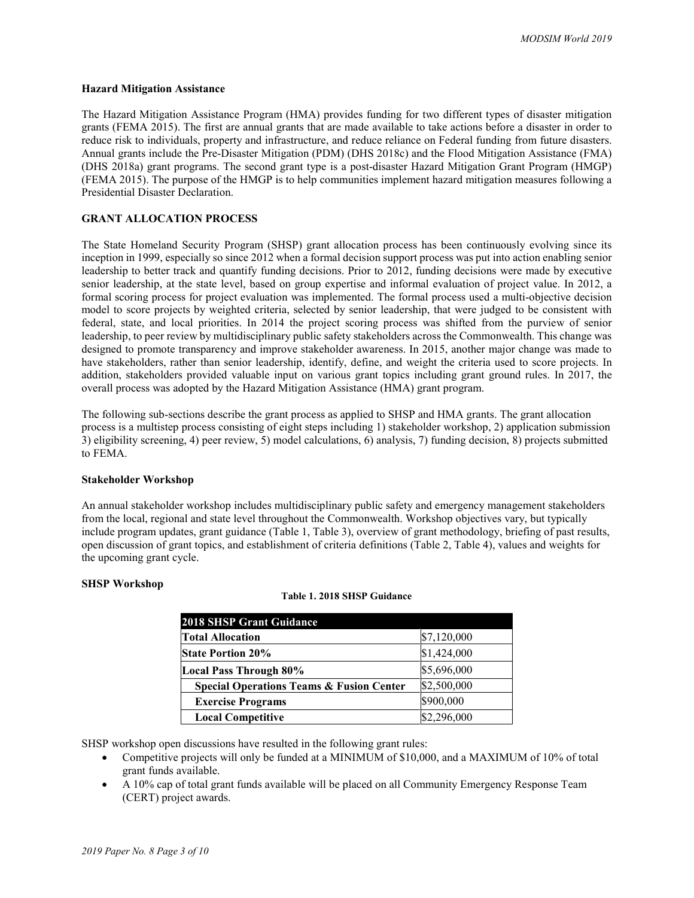### Hazard Mitigation Assistance

The Hazard Mitigation Assistance Program (HMA) provides funding for two different types of disaster mitigation grants (FEMA 2015). The first are annual grants that are made available to take actions before a disaster in order to reduce risk to individuals, property and infrastructure, and reduce reliance on Federal funding from future disasters. Annual grants include the Pre-Disaster Mitigation (PDM) (DHS 2018c) and the Flood Mitigation Assistance (FMA) (DHS 2018a) grant programs. The second grant type is a post-disaster Hazard Mitigation Grant Program (HMGP) (FEMA 2015). The purpose of the HMGP is to help communities implement hazard mitigation measures following a Presidential Disaster Declaration.

## GRANT ALLOCATION PROCESS

The State Homeland Security Program (SHSP) grant allocation process has been continuously evolving since its inception in 1999, especially so since 2012 when a formal decision support process was put into action enabling senior leadership to better track and quantify funding decisions. Prior to 2012, funding decisions were made by executive senior leadership, at the state level, based on group expertise and informal evaluation of project value. In 2012, a formal scoring process for project evaluation was implemented. The formal process used a multi-objective decision model to score projects by weighted criteria, selected by senior leadership, that were judged to be consistent with federal, state, and local priorities. In 2014 the project scoring process was shifted from the purview of senior leadership, to peer review by multidisciplinary public safety stakeholders across the Commonwealth. This change was designed to promote transparency and improve stakeholder awareness. In 2015, another major change was made to have stakeholders, rather than senior leadership, identify, define, and weight the criteria used to score projects. In addition, stakeholders provided valuable input on various grant topics including grant ground rules. In 2017, the overall process was adopted by the Hazard Mitigation Assistance (HMA) grant program.

The following sub-sections describe the grant process as applied to SHSP and HMA grants. The grant allocation process is a multistep process consisting of eight steps including 1) stakeholder workshop, 2) application submission 3) eligibility screening, 4) peer review, 5) model calculations, 6) analysis, 7) funding decision, 8) projects submitted to FEMA.

### Stakeholder Workshop

An annual stakeholder workshop includes multidisciplinary public safety and emergency management stakeholders from the local, regional and state level throughout the Commonwealth. Workshop objectives vary, but typically include program updates, grant guidance (Table 1, Table 3), overview of grant methodology, briefing of past results, open discussion of grant topics, and establishment of criteria definitions (Table 2, Table 4), values and weights for the upcoming grant cycle.

### SHSP Workshop

**Table 1. 2018 SHSP Guidance**

| 2018 SHSP Grant Guidance | |
|---|---|
| **Total Allocation** | $7,120,000 |
| **State Portion 20%** | $1,424,000 |
| **Local Pass Through 80%** | $5,696,000 |
| **Special Operations Teams & Fusion Center** | $2,500,000 |
| **Exercise Programs** | $900,000 |
| **Local Competitive** | $2,296,000 |

SHSP workshop open discussions have resulted in the following grant rules:

- Competitive projects will only be funded at a MINIMUM of $10,000, and a MAXIMUM of 10% of total grant funds available.
- A 10% cap of total grant funds available will be placed on all Community Emergency Response Team (CERT) project awards.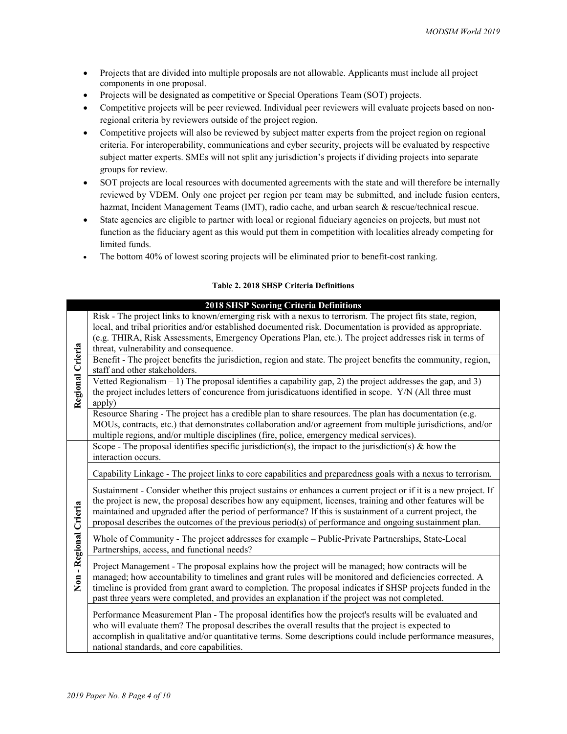- Projects that are divided into multiple proposals are not allowable. Applicants must include all project components in one proposal.
- Projects will be designated as competitive or Special Operations Team (SOT) projects.
- Competitive projects will be peer reviewed. Individual peer reviewers will evaluate projects based on non-regional criteria by reviewers outside of the project region.
- Competitive projects will also be reviewed by subject matter experts from the project region on regional criteria. For interoperability, communications and cyber security, projects will be evaluated by respective subject matter experts. SMEs will not split any jurisdiction's projects if dividing projects into separate groups for review.
- SOT projects are local resources with documented agreements with the state and will therefore be internally reviewed by VDEM. Only one project per region per team may be submitted, and include fusion centers, hazmat, Incident Management Teams (IMT), radio cache, and urban search & rescue/technical rescue.
- State agencies are eligible to partner with local or regional fiduciary agencies on projects, but must not function as the fiduciary agent as this would put them in competition with localities already competing for limited funds.
- The bottom 40% of lowest scoring projects will be eliminated prior to benefit-cost ranking.

**Table 2. 2018 SHSP Criteria Definitions**

| | 2018 SHSP Scoring Criteria Definitions |
|---|---|
| Regional Criteria | Risk - The project links to known/emerging risk with a nexus to terrorism. The project fits state, region, local, and tribal priorities and/or established documented risk. Documentation is provided as appropriate. (e.g. THIRA, Risk Assessments, Emergency Operations Plan, etc.). The project addresses risk in terms of threat, vulnerability and consequence. |
| | Benefit - The project benefits the jurisdiction, region and state. The project benefits the community, region, staff and other stakeholders. |
| | Vetted Regionalism – 1) The proposal identifies a capability gap, 2) the project addresses the gap, and 3) the project includes letters of concurence from jurisdicatuons identified in scope. Y/N (All three must apply) |
| | Resource Sharing - The project has a credible plan to share resources. The plan has documentation (e.g. MOUs, contracts, etc.) that demonstrates collaboration and/or agreement from multiple jurisdictions, and/or multiple regions, and/or multiple disciplines (fire, police, emergency medical services). |
| Non - Regional Criteria | Scope - The proposal identifies specific jurisdiction(s), the impact to the jurisdiction(s) & how the interaction occurs. |
| | Capability Linkage - The project links to core capabilities and preparedness goals with a nexus to terrorism. |
| | Sustainment - Consider whether this project sustains or enhances a current project or if it is a new project. If the project is new, the proposal describes how any equipment, licenses, training and other features will be maintained and upgraded after the period of performance? If this is sustainment of a current project, the proposal describes the outcomes of the previous period(s) of performance and ongoing sustainment plan. |
| | Whole of Community - The project addresses for example – Public-Private Partnerships, State-Local Partnerships, access, and functional needs? |
| | Project Management - The proposal explains how the project will be managed; how contracts will be managed; how accountability to timelines and grant rules will be monitored and deficiencies corrected. A timeline is provided from grant award to completion. The proposal indicates if SHSP projects funded in the past three years were completed, and provides an explanation if the project was not completed. |
| | Performance Measurement Plan - The proposal identifies how the project's results will be evaluated and who will evaluate them? The proposal describes the overall results that the project is expected to accomplish in qualitative and/or quantitative terms. Some descriptions could include performance measures, national standards, and core capabilities. |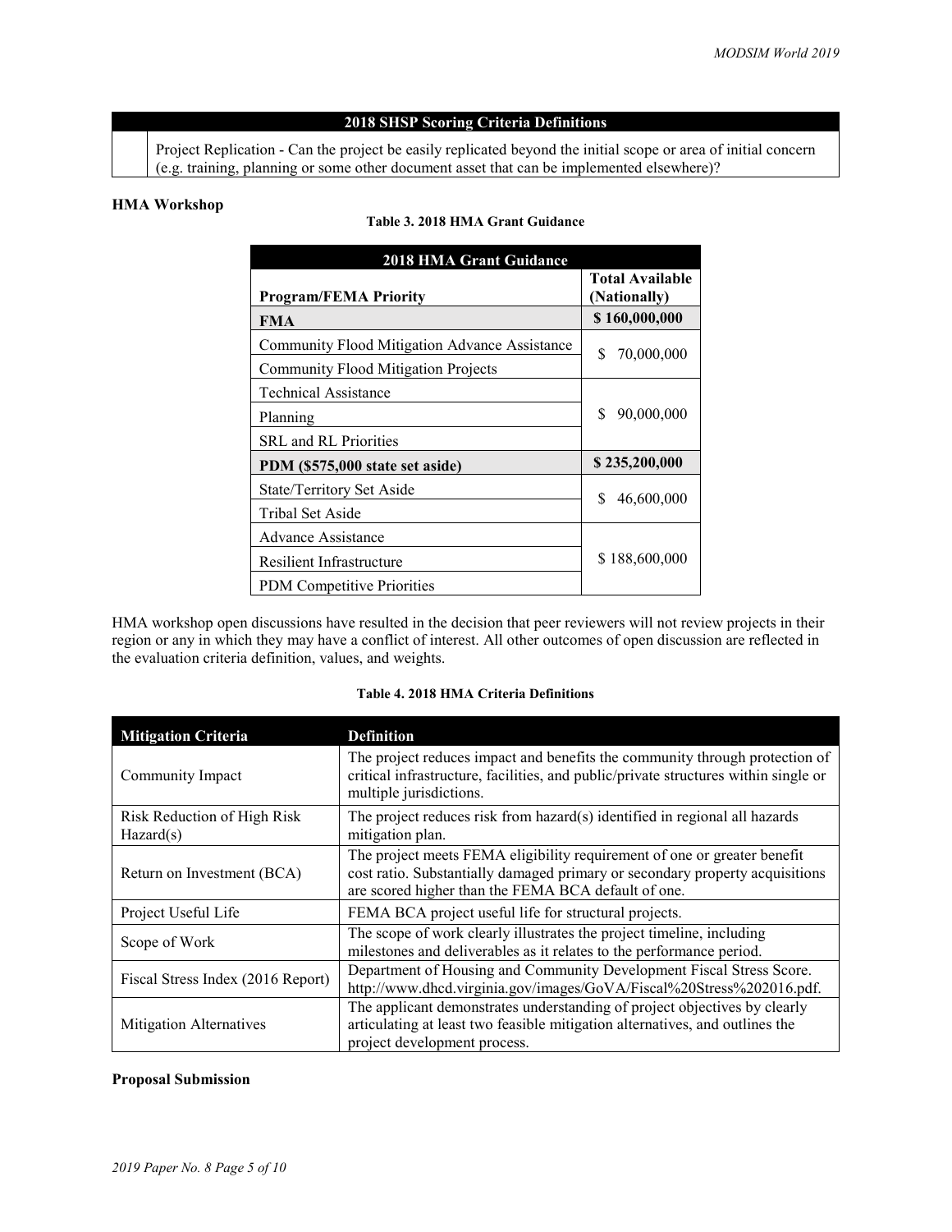| 2018 SHSP Scoring Criteria Definitions | |
|---|---|
| | Project Replication - Can the project be easily replicated beyond the initial scope or area of initial concern (e.g. training, planning or some other document asset that can be implemented elsewhere)? |

**HMA Workshop**

**Table 3. 2018 HMA Grant Guidance**

| 2018 HMA Grant Guidance | |
|---|---|
| **Program/FEMA Priority** | **Total Available (Nationally)** |
| **FMA** | **$ 160,000,000** |
| Community Flood Mitigation Advance Assistance | $ 70,000,000 |
| Community Flood Mitigation Projects | |
| Technical Assistance | $ 90,000,000 |
| Planning | |
| SRL and RL Priorities | |
| **PDM ($575,000 state set aside)** | **$ 235,200,000** |
| State/Territory Set Aside | $ 46,600,000 |
| Tribal Set Aside | |
| Advance Assistance | $ 188,600,000 |
| Resilient Infrastructure | |
| PDM Competitive Priorities | |

HMA workshop open discussions have resulted in the decision that peer reviewers will not review projects in their region or any in which they may have a conflict of interest. All other outcomes of open discussion are reflected in the evaluation criteria definition, values, and weights.

**Table 4. 2018 HMA Criteria Definitions**

| Mitigation Criteria | Definition |
|---|---|
| Community Impact | The project reduces impact and benefits the community through protection of critical infrastructure, facilities, and public/private structures within single or multiple jurisdictions. |
| Risk Reduction of High Risk Hazard(s) | The project reduces risk from hazard(s) identified in regional all hazards mitigation plan. |
| Return on Investment (BCA) | The project meets FEMA eligibility requirement of one or greater benefit cost ratio. Substantially damaged primary or secondary property acquisitions are scored higher than the FEMA BCA default of one. |
| Project Useful Life | FEMA BCA project useful life for structural projects. |
| Scope of Work | The scope of work clearly illustrates the project timeline, including milestones and deliverables as it relates to the performance period. |
| Fiscal Stress Index (2016 Report) | Department of Housing and Community Development Fiscal Stress Score. http://www.dhcd.virginia.gov/images/GoVA/Fiscal%20Stress%202016.pdf. |
| Mitigation Alternatives | The applicant demonstrates understanding of project objectives by clearly articulating at least two feasible mitigation alternatives, and outlines the project development process. |

**Proposal Submission**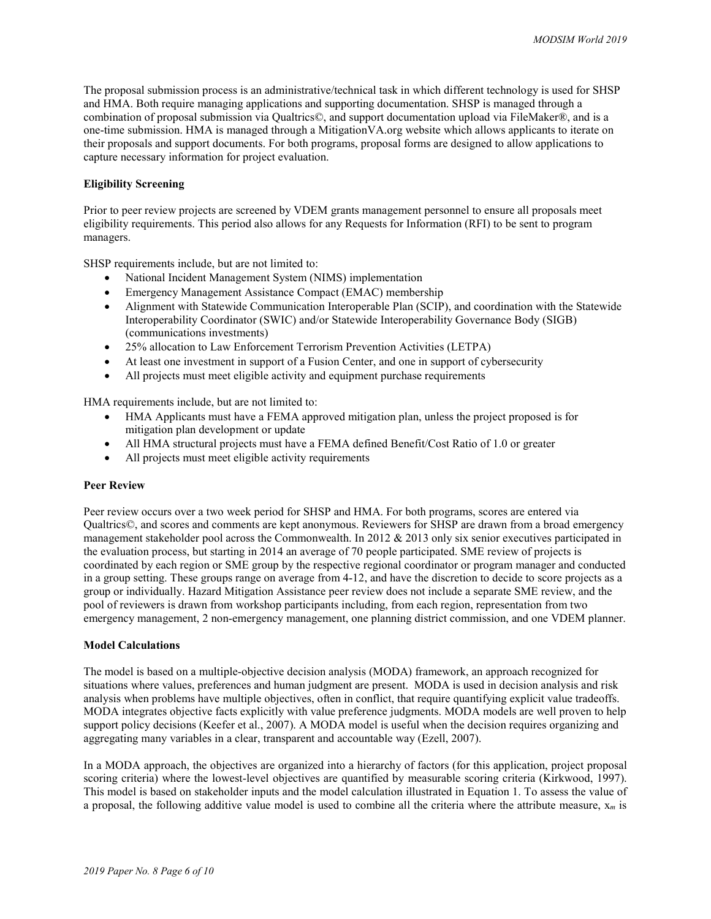The proposal submission process is an administrative/technical task in which different technology is used for SHSP and HMA. Both require managing applications and supporting documentation. SHSP is managed through a combination of proposal submission via Qualtrics©, and support documentation upload via FileMaker®, and is a one-time submission. HMA is managed through a MitigationVA.org website which allows applicants to iterate on their proposals and support documents. For both programs, proposal forms are designed to allow applications to capture necessary information for project evaluation.

**Eligibility Screening**

Prior to peer review projects are screened by VDEM grants management personnel to ensure all proposals meet eligibility requirements. This period also allows for any Requests for Information (RFI) to be sent to program managers.

SHSP requirements include, but are not limited to:

- National Incident Management System (NIMS) implementation
- Emergency Management Assistance Compact (EMAC) membership
- Alignment with Statewide Communication Interoperable Plan (SCIP), and coordination with the Statewide Interoperability Coordinator (SWIC) and/or Statewide Interoperability Governance Body (SIGB) (communications investments)
- 25% allocation to Law Enforcement Terrorism Prevention Activities (LETPA)
- At least one investment in support of a Fusion Center, and one in support of cybersecurity
- All projects must meet eligible activity and equipment purchase requirements

HMA requirements include, but are not limited to:

- HMA Applicants must have a FEMA approved mitigation plan, unless the project proposed is for mitigation plan development or update
- All HMA structural projects must have a FEMA defined Benefit/Cost Ratio of 1.0 or greater
- All projects must meet eligible activity requirements

**Peer Review**

Peer review occurs over a two week period for SHSP and HMA. For both programs, scores are entered via Qualtrics©, and scores and comments are kept anonymous. Reviewers for SHSP are drawn from a broad emergency management stakeholder pool across the Commonwealth. In 2012 & 2013 only six senior executives participated in the evaluation process, but starting in 2014 an average of 70 people participated. SME review of projects is coordinated by each region or SME group by the respective regional coordinator or program manager and conducted in a group setting. These groups range on average from 4-12, and have the discretion to decide to score projects as a group or individually. Hazard Mitigation Assistance peer review does not include a separate SME review, and the pool of reviewers is drawn from workshop participants including, from each region, representation from two emergency management, 2 non-emergency management, one planning district commission, and one VDEM planner.

**Model Calculations**

The model is based on a multiple-objective decision analysis (MODA) framework, an approach recognized for situations where values, preferences and human judgment are present. MODA is used in decision analysis and risk analysis when problems have multiple objectives, often in conflict, that require quantifying explicit value tradeoffs. MODA integrates objective facts explicitly with value preference judgments. MODA models are well proven to help support policy decisions (Keefer et al., 2007). A MODA model is useful when the decision requires organizing and aggregating many variables in a clear, transparent and accountable way (Ezell, 2007).

In a MODA approach, the objectives are organized into a hierarchy of factors (for this application, project proposal scoring criteria) where the lowest-level objectives are quantified by measurable scoring criteria (Kirkwood, 1997). This model is based on stakeholder inputs and the model calculation illustrated in Equation 1. To assess the value of a proposal, the following additive value model is used to combine all the criteria where the attribute measure, $x_m$ is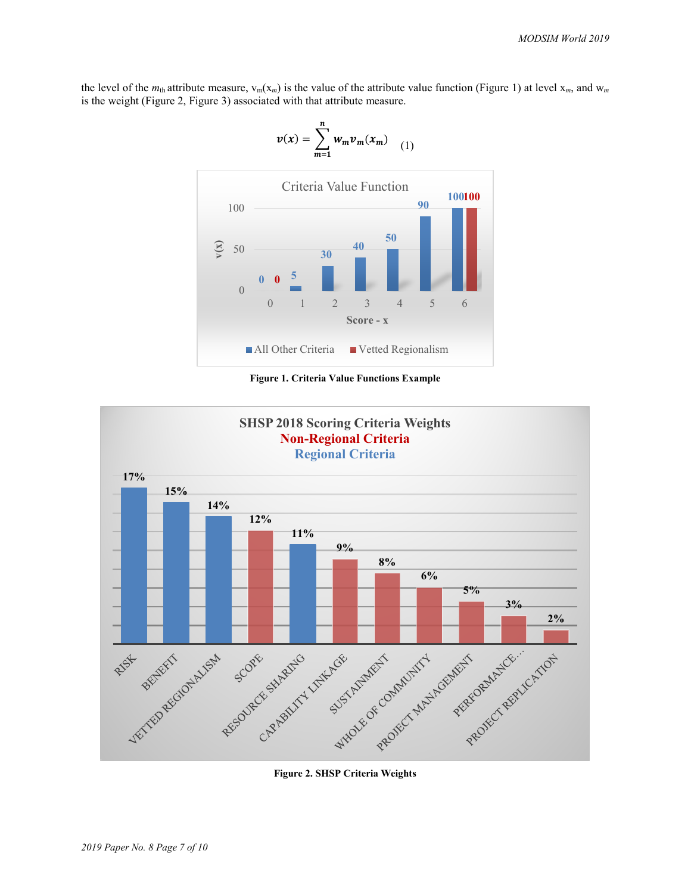the level of the $m_{th}$ attribute measure, $v_m(x_m)$ is the value of the attribute value function (Figure 1) at level $x_m$, and $w_m$ is the weight (Figure 2, Figure 3) associated with that attribute measure.

$$v(x) = \sum_{m=1}^{n} w_m v_m(x_m) \quad (1)$$

Figure 1. Criteria Value Functions Example

Figure 2. SHSP Criteria Weights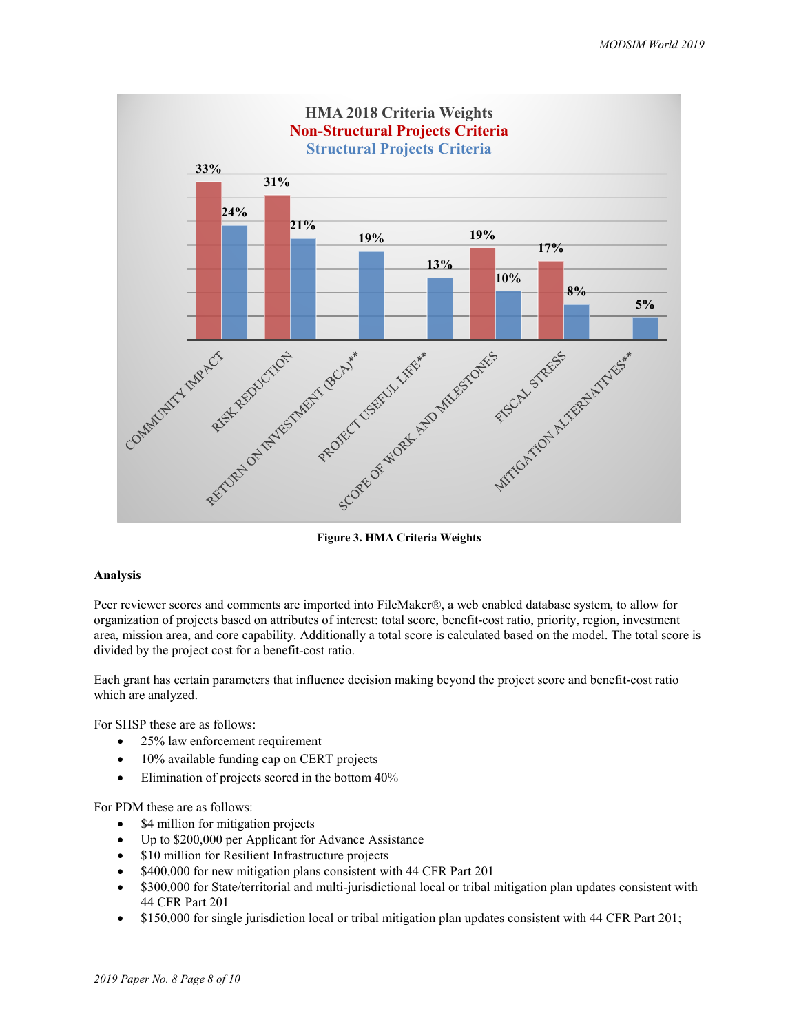**HMA 2018 Criteria Weights**
**Non-Structural Projects Criteria**
**Structural Projects Criteria**

| Criteria | Non-Structural | Structural |
|---|---|---|
| COMMUNITY IMPACT | 33% | 24% |
| RISK REDUCTION | 31% | 21% |
| RETURN ON INVESTMENT (BCA)** | | 19% |
| PROJECT USEFUL LIFE** | | 13% |
| SCOPE OF WORK AND MILESTONES | 19% | 10% |
| FISCAL STRESS | 17% | 8% |
| MITIGATION ALTERNATIVES** | | 5% |

**Figure 3. HMA Criteria Weights**

**Analysis**

Peer reviewer scores and comments are imported into FileMaker®, a web enabled database system, to allow for organization of projects based on attributes of interest: total score, benefit-cost ratio, priority, region, investment area, mission area, and core capability. Additionally a total score is calculated based on the model. The total score is divided by the project cost for a benefit-cost ratio.

Each grant has certain parameters that influence decision making beyond the project score and benefit-cost ratio which are analyzed.

For SHSP these are as follows:

- 25% law enforcement requirement
- 10% available funding cap on CERT projects
- Elimination of projects scored in the bottom 40%

For PDM these are as follows:

- $4 million for mitigation projects
- Up to $200,000 per Applicant for Advance Assistance
- $10 million for Resilient Infrastructure projects
- $400,000 for new mitigation plans consistent with 44 CFR Part 201
- $300,000 for State/territorial and multi-jurisdictional local or tribal mitigation plan updates consistent with 44 CFR Part 201
- $150,000 for single jurisdiction local or tribal mitigation plan updates consistent with 44 CFR Part 201;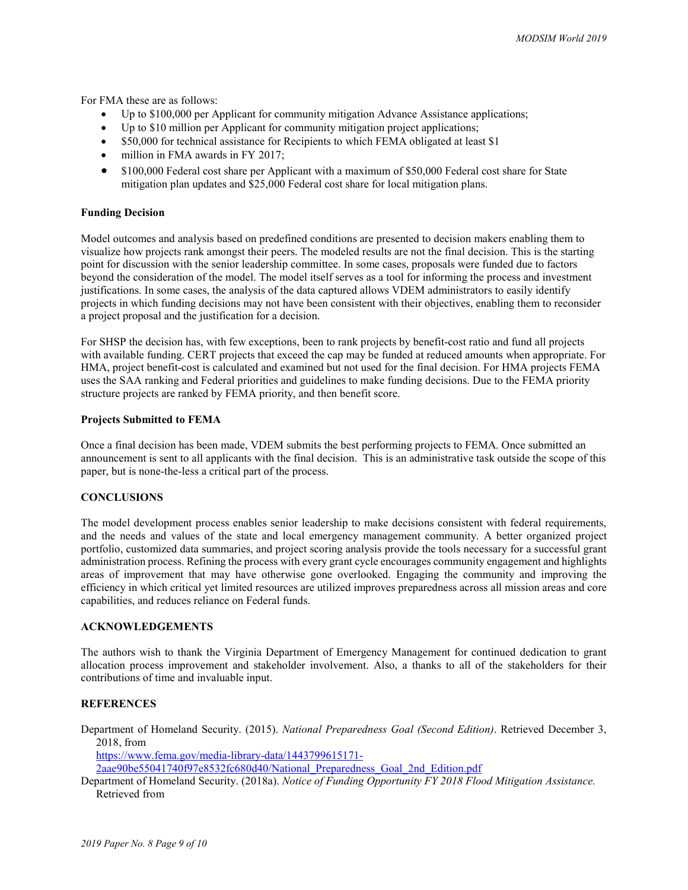For FMA these are as follows:

- Up to $100,000 per Applicant for community mitigation Advance Assistance applications;
- Up to $10 million per Applicant for community mitigation project applications;
- $50,000 for technical assistance for Recipients to which FEMA obligated at least $1
- million in FMA awards in FY 2017;
- $100,000 Federal cost share per Applicant with a maximum of $50,000 Federal cost share for State mitigation plan updates and $25,000 Federal cost share for local mitigation plans.

**Funding Decision**

Model outcomes and analysis based on predefined conditions are presented to decision makers enabling them to visualize how projects rank amongst their peers. The modeled results are not the final decision. This is the starting point for discussion with the senior leadership committee. In some cases, proposals were funded due to factors beyond the consideration of the model. The model itself serves as a tool for informing the process and investment justifications. In some cases, the analysis of the data captured allows VDEM administrators to easily identify projects in which funding decisions may not have been consistent with their objectives, enabling them to reconsider a project proposal and the justification for a decision.

For SHSP the decision has, with few exceptions, been to rank projects by benefit-cost ratio and fund all projects with available funding. CERT projects that exceed the cap may be funded at reduced amounts when appropriate. For HMA, project benefit-cost is calculated and examined but not used for the final decision. For HMA projects FEMA uses the SAA ranking and Federal priorities and guidelines to make funding decisions. Due to the FEMA priority structure projects are ranked by FEMA priority, and then benefit score.

**Projects Submitted to FEMA**

Once a final decision has been made, VDEM submits the best performing projects to FEMA. Once submitted an announcement is sent to all applicants with the final decision. This is an administrative task outside the scope of this paper, but is none-the-less a critical part of the process.

## CONCLUSIONS

The model development process enables senior leadership to make decisions consistent with federal requirements, and the needs and values of the state and local emergency management community. A better organized project portfolio, customized data summaries, and project scoring analysis provide the tools necessary for a successful grant administration process. Refining the process with every grant cycle encourages community engagement and highlights areas of improvement that may have otherwise gone overlooked. Engaging the community and improving the efficiency in which critical yet limited resources are utilized improves preparedness across all mission areas and core capabilities, and reduces reliance on Federal funds.

## ACKNOWLEDGEMENTS

The authors wish to thank the Virginia Department of Emergency Management for continued dedication to grant allocation process improvement and stakeholder involvement. Also, a thanks to all of the stakeholders for their contributions of time and invaluable input.

## REFERENCES

Department of Homeland Security. (2015). *National Preparedness Goal (Second Edition)*. Retrieved December 3, 2018, from https://www.fema.gov/media-library-data/1443799615171-2aae90be55041740f97e8532fc680d40/National_Preparedness_Goal_2nd_Edition.pdf

Department of Homeland Security. (2018a). *Notice of Funding Opportunity FY 2018 Flood Mitigation Assistance.* Retrieved from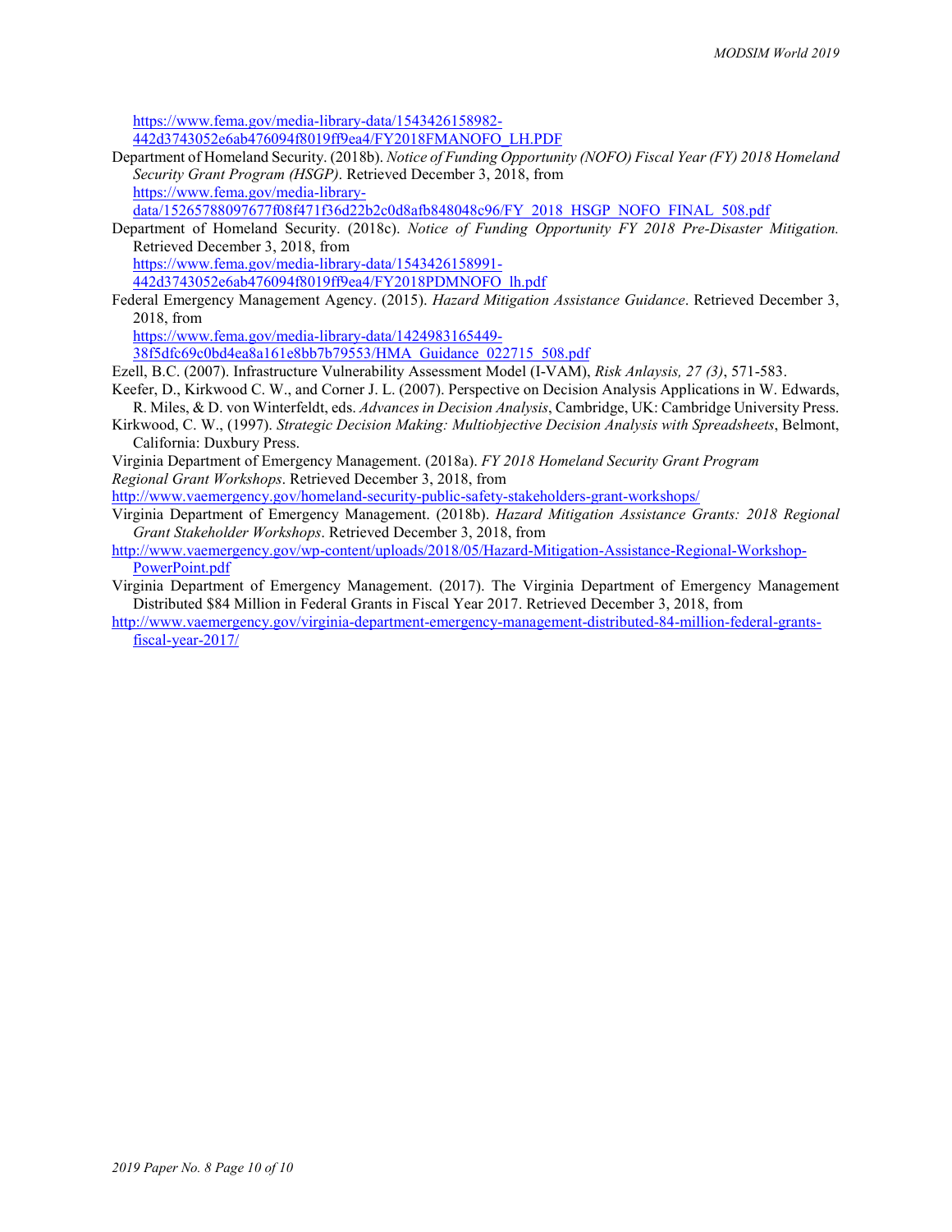https://www.fema.gov/media-library-data/1543426158982-442d3743052e6ab476094f8019ff9ea4/FY2018FMANOFO_LH.PDF

Department of Homeland Security. (2018b). *Notice of Funding Opportunity (NOFO) Fiscal Year (FY) 2018 Homeland Security Grant Program (HSGP)*. Retrieved December 3, 2018, from https://www.fema.gov/media-library-data/15265788097677f08f471f36d22b2c0d8afb848048c96/FY_2018_HSGP_NOFO_FINAL_508.pdf

Department of Homeland Security. (2018c). *Notice of Funding Opportunity FY 2018 Pre-Disaster Mitigation.* Retrieved December 3, 2018, from https://www.fema.gov/media-library-data/1543426158991-442d3743052e6ab476094f8019ff9ea4/FY2018PDMNOFO_lh.pdf

Federal Emergency Management Agency. (2015). *Hazard Mitigation Assistance Guidance*. Retrieved December 3, 2018, from https://www.fema.gov/media-library-data/1424983165449-38f5dfc69c0bd4ea8a161e8bb7b79553/HMA_Guidance_022715_508.pdf

Ezell, B.C. (2007). Infrastructure Vulnerability Assessment Model (I-VAM), *Risk Anlaysis, 27 (3)*, 571-583.

Keefer, D., Kirkwood C. W., and Corner J. L. (2007). Perspective on Decision Analysis Applications in W. Edwards, R. Miles, & D. von Winterfeldt, eds. *Advances in Decision Analysis*, Cambridge, UK: Cambridge University Press.

Kirkwood, C. W., (1997). *Strategic Decision Making: Multiobjective Decision Analysis with Spreadsheets*, Belmont, California: Duxbury Press.

Virginia Department of Emergency Management. (2018a). *FY 2018 Homeland Security Grant Program Regional Grant Workshops*. Retrieved December 3, 2018, from http://www.vaemergency.gov/homeland-security-public-safety-stakeholders-grant-workshops/

Virginia Department of Emergency Management. (2018b). *Hazard Mitigation Assistance Grants: 2018 Regional Grant Stakeholder Workshops*. Retrieved December 3, 2018, from http://www.vaemergency.gov/wp-content/uploads/2018/05/Hazard-Mitigation-Assistance-Regional-Workshop-PowerPoint.pdf

Virginia Department of Emergency Management. (2017). The Virginia Department of Emergency Management Distributed $84 Million in Federal Grants in Fiscal Year 2017. Retrieved December 3, 2018, from http://www.vaemergency.gov/virginia-department-emergency-management-distributed-84-million-federal-grants-fiscal-year-2017/